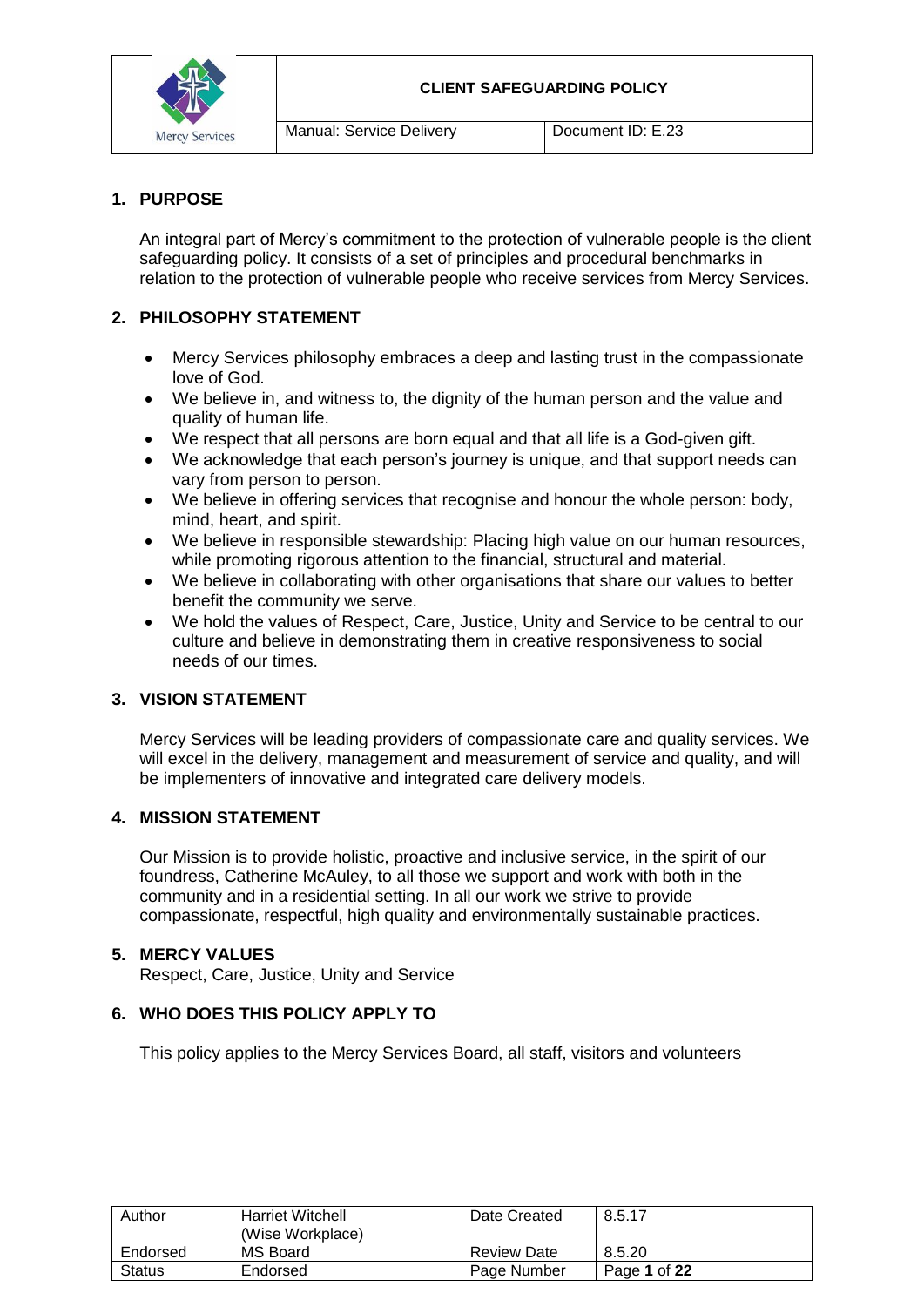| | CLIENT SAFEGUARDING POLICY | |
|---|---|---|
| Mercy Services | Manual: Service Delivery | Document ID: E.23 |

## 1. PURPOSE

An integral part of Mercy's commitment to the protection of vulnerable people is the client safeguarding policy. It consists of a set of principles and procedural benchmarks in relation to the protection of vulnerable people who receive services from Mercy Services.

## 2. PHILOSOPHY STATEMENT

- Mercy Services philosophy embraces a deep and lasting trust in the compassionate love of God.
- We believe in, and witness to, the dignity of the human person and the value and quality of human life.
- We respect that all persons are born equal and that all life is a God-given gift.
- We acknowledge that each person's journey is unique, and that support needs can vary from person to person.
- We believe in offering services that recognise and honour the whole person: body, mind, heart, and spirit.
- We believe in responsible stewardship: Placing high value on our human resources, while promoting rigorous attention to the financial, structural and material.
- We believe in collaborating with other organisations that share our values to better benefit the community we serve.
- We hold the values of Respect, Care, Justice, Unity and Service to be central to our culture and believe in demonstrating them in creative responsiveness to social needs of our times.

## 3. VISION STATEMENT

Mercy Services will be leading providers of compassionate care and quality services. We will excel in the delivery, management and measurement of service and quality, and will be implementers of innovative and integrated care delivery models.

## 4. MISSION STATEMENT

Our Mission is to provide holistic, proactive and inclusive service, in the spirit of our foundress, Catherine McAuley, to all those we support and work with both in the community and in a residential setting. In all our work we strive to provide compassionate, respectful, high quality and environmentally sustainable practices.

## 5. MERCY VALUES

Respect, Care, Justice, Unity and Service

## 6. WHO DOES THIS POLICY APPLY TO

This policy applies to the Mercy Services Board, all staff, visitors and volunteers

| Author | Harriet Witchell (Wise Workplace) | Date Created | 8.5.17 |
|---|---|---|---|
| Endorsed | MS Board | Review Date | 8.5.20 |
| Status | Endorsed | Page Number | Page **1** of **22** |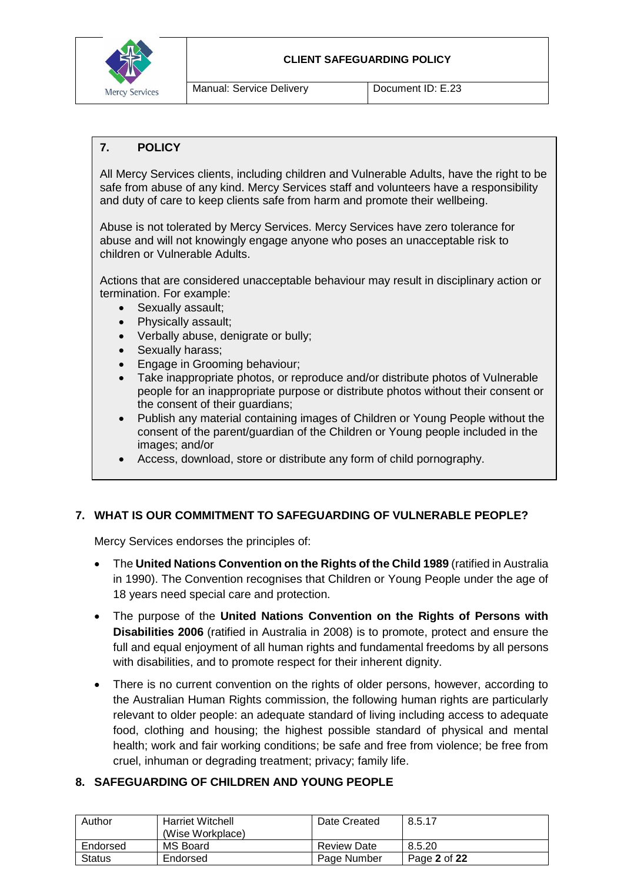## 7. POLICY

All Mercy Services clients, including children and Vulnerable Adults, have the right to be safe from abuse of any kind. Mercy Services staff and volunteers have a responsibility and duty of care to keep clients safe from harm and promote their wellbeing.

Abuse is not tolerated by Mercy Services. Mercy Services have zero tolerance for abuse and will not knowingly engage anyone who poses an unacceptable risk to children or Vulnerable Adults.

Actions that are considered unacceptable behaviour may result in disciplinary action or termination. For example:

- Sexually assault;
- Physically assault;
- Verbally abuse, denigrate or bully;
- Sexually harass;
- Engage in Grooming behaviour;
- Take inappropriate photos, or reproduce and/or distribute photos of Vulnerable people for an inappropriate purpose or distribute photos without their consent or the consent of their guardians;
- Publish any material containing images of Children or Young People without the consent of the parent/guardian of the Children or Young people included in the images; and/or
- Access, download, store or distribute any form of child pornography.

## 7. WHAT IS OUR COMMITMENT TO SAFEGUARDING OF VULNERABLE PEOPLE?

Mercy Services endorses the principles of:

- The **United Nations Convention on the Rights of the Child 1989** (ratified in Australia in 1990). The Convention recognises that Children or Young People under the age of 18 years need special care and protection.
- The purpose of the **United Nations Convention on the Rights of Persons with Disabilities 2006** (ratified in Australia in 2008) is to promote, protect and ensure the full and equal enjoyment of all human rights and fundamental freedoms by all persons with disabilities, and to promote respect for their inherent dignity.
- There is no current convention on the rights of older persons, however, according to the Australian Human Rights commission, the following human rights are particularly relevant to older people: an adequate standard of living including access to adequate food, clothing and housing; the highest possible standard of physical and mental health; work and fair working conditions; be safe and free from violence; be free from cruel, inhuman or degrading treatment; privacy; family life.

## 8. SAFEGUARDING OF CHILDREN AND YOUNG PEOPLE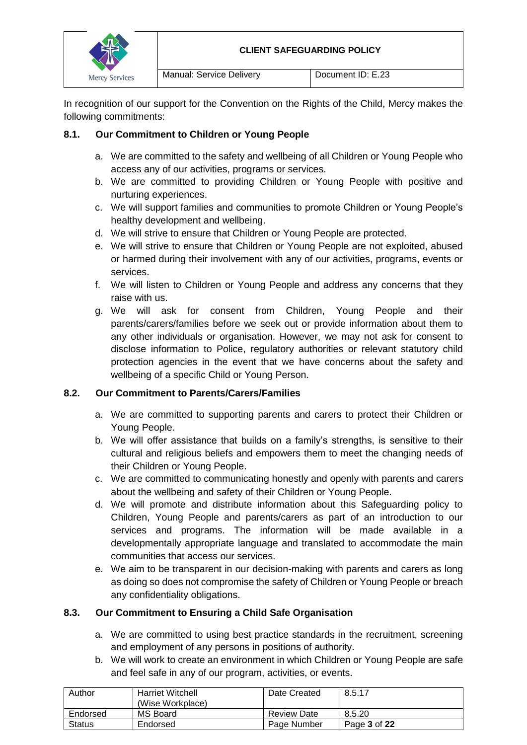In recognition of our support for the Convention on the Rights of the Child, Mercy makes the following commitments:

### 8.1. Our Commitment to Children or Young People

a. We are committed to the safety and wellbeing of all Children or Young People who access any of our activities, programs or services.
b. We are committed to providing Children or Young People with positive and nurturing experiences.
c. We will support families and communities to promote Children or Young People's healthy development and wellbeing.
d. We will strive to ensure that Children or Young People are protected.
e. We will strive to ensure that Children or Young People are not exploited, abused or harmed during their involvement with any of our activities, programs, events or services.
f. We will listen to Children or Young People and address any concerns that they raise with us.
g. We will ask for consent from Children, Young People and their parents/carers/families before we seek out or provide information about them to any other individuals or organisation. However, we may not ask for consent to disclose information to Police, regulatory authorities or relevant statutory child protection agencies in the event that we have concerns about the safety and wellbeing of a specific Child or Young Person.

### 8.2. Our Commitment to Parents/Carers/Families

a. We are committed to supporting parents and carers to protect their Children or Young People.
b. We will offer assistance that builds on a family's strengths, is sensitive to their cultural and religious beliefs and empowers them to meet the changing needs of their Children or Young People.
c. We are committed to communicating honestly and openly with parents and carers about the wellbeing and safety of their Children or Young People.
d. We will promote and distribute information about this Safeguarding policy to Children, Young People and parents/carers as part of an introduction to our services and programs. The information will be made available in a developmentally appropriate language and translated to accommodate the main communities that access our services.
e. We aim to be transparent in our decision-making with parents and carers as long as doing so does not compromise the safety of Children or Young People or breach any confidentiality obligations.

### 8.3. Our Commitment to Ensuring a Child Safe Organisation

a. We are committed to using best practice standards in the recruitment, screening and employment of any persons in positions of authority.
b. We will work to create an environment in which Children or Young People are safe and feel safe in any of our program, activities, or events.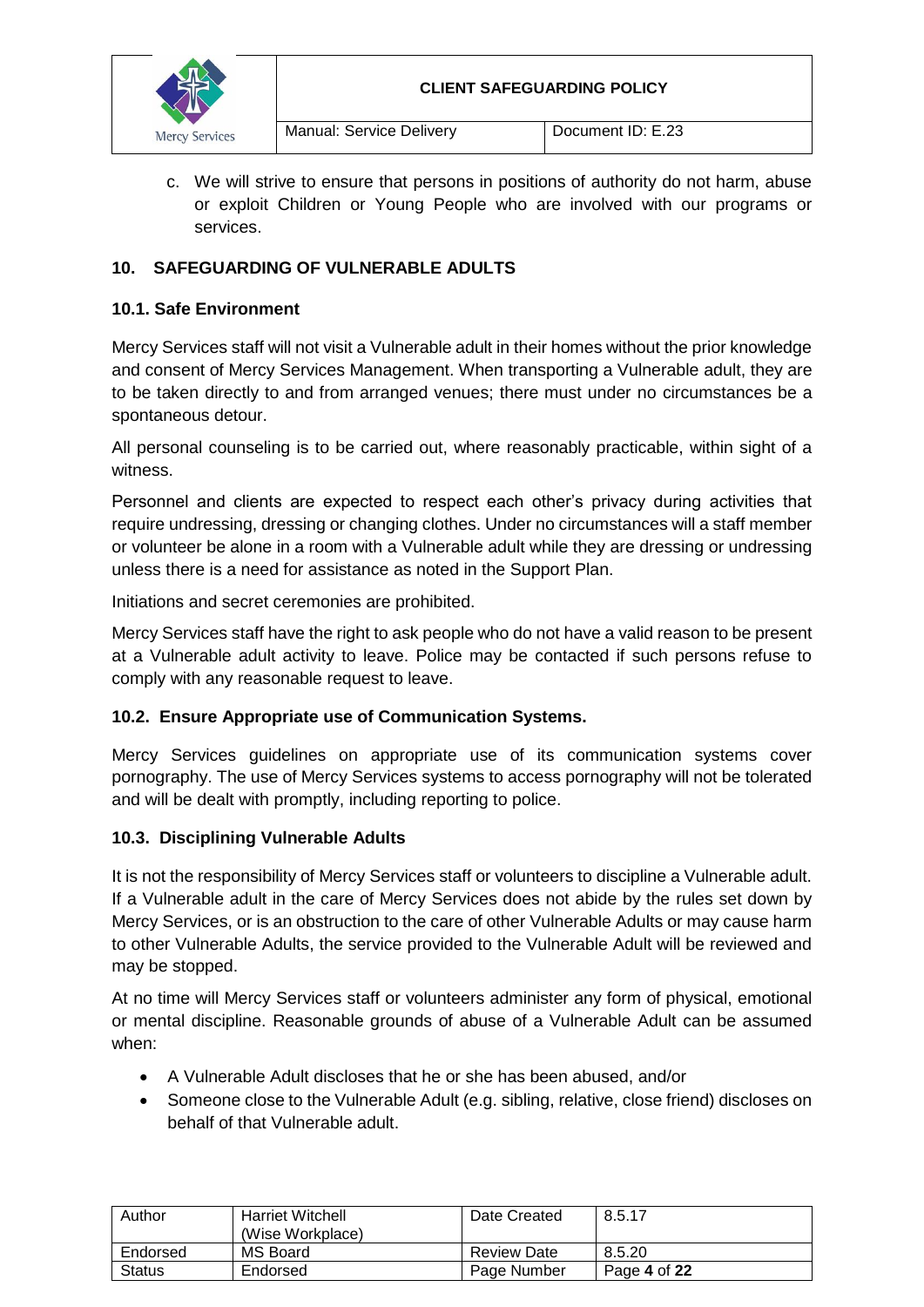c. We will strive to ensure that persons in positions of authority do not harm, abuse or exploit Children or Young People who are involved with our programs or services.

## 10. SAFEGUARDING OF VULNERABLE ADULTS

### 10.1. Safe Environment

Mercy Services staff will not visit a Vulnerable adult in their homes without the prior knowledge and consent of Mercy Services Management. When transporting a Vulnerable adult, they are to be taken directly to and from arranged venues; there must under no circumstances be a spontaneous detour.

All personal counseling is to be carried out, where reasonably practicable, within sight of a witness.

Personnel and clients are expected to respect each other's privacy during activities that require undressing, dressing or changing clothes. Under no circumstances will a staff member or volunteer be alone in a room with a Vulnerable adult while they are dressing or undressing unless there is a need for assistance as noted in the Support Plan.

Initiations and secret ceremonies are prohibited.

Mercy Services staff have the right to ask people who do not have a valid reason to be present at a Vulnerable adult activity to leave. Police may be contacted if such persons refuse to comply with any reasonable request to leave.

### 10.2. Ensure Appropriate use of Communication Systems.

Mercy Services guidelines on appropriate use of its communication systems cover pornography. The use of Mercy Services systems to access pornography will not be tolerated and will be dealt with promptly, including reporting to police.

### 10.3. Disciplining Vulnerable Adults

It is not the responsibility of Mercy Services staff or volunteers to discipline a Vulnerable adult. If a Vulnerable adult in the care of Mercy Services does not abide by the rules set down by Mercy Services, or is an obstruction to the care of other Vulnerable Adults or may cause harm to other Vulnerable Adults, the service provided to the Vulnerable Adult will be reviewed and may be stopped.

At no time will Mercy Services staff or volunteers administer any form of physical, emotional or mental discipline. Reasonable grounds of abuse of a Vulnerable Adult can be assumed when:

- A Vulnerable Adult discloses that he or she has been abused, and/or
- Someone close to the Vulnerable Adult (e.g. sibling, relative, close friend) discloses on behalf of that Vulnerable adult.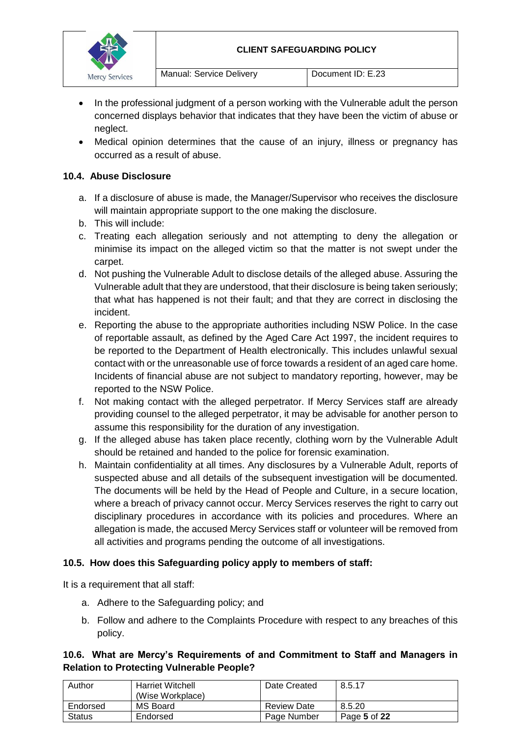- In the professional judgment of a person working with the Vulnerable adult the person concerned displays behavior that indicates that they have been the victim of abuse or neglect.
- Medical opinion determines that the cause of an injury, illness or pregnancy has occurred as a result of abuse.

### 10.4. Abuse Disclosure

a. If a disclosure of abuse is made, the Manager/Supervisor who receives the disclosure will maintain appropriate support to the one making the disclosure.
b. This will include:
c. Treating each allegation seriously and not attempting to deny the allegation or minimise its impact on the alleged victim so that the matter is not swept under the carpet.
d. Not pushing the Vulnerable Adult to disclose details of the alleged abuse. Assuring the Vulnerable adult that they are understood, that their disclosure is being taken seriously; that what has happened is not their fault; and that they are correct in disclosing the incident.
e. Reporting the abuse to the appropriate authorities including NSW Police. In the case of reportable assault, as defined by the Aged Care Act 1997, the incident requires to be reported to the Department of Health electronically. This includes unlawful sexual contact with or the unreasonable use of force towards a resident of an aged care home. Incidents of financial abuse are not subject to mandatory reporting, however, may be reported to the NSW Police.
f. Not making contact with the alleged perpetrator. If Mercy Services staff are already providing counsel to the alleged perpetrator, it may be advisable for another person to assume this responsibility for the duration of any investigation.
g. If the alleged abuse has taken place recently, clothing worn by the Vulnerable Adult should be retained and handed to the police for forensic examination.
h. Maintain confidentiality at all times. Any disclosures by a Vulnerable Adult, reports of suspected abuse and all details of the subsequent investigation will be documented. The documents will be held by the Head of People and Culture, in a secure location, where a breach of privacy cannot occur. Mercy Services reserves the right to carry out disciplinary procedures in accordance with its policies and procedures. Where an allegation is made, the accused Mercy Services staff or volunteer will be removed from all activities and programs pending the outcome of all investigations.

### 10.5. How does this Safeguarding policy apply to members of staff:

It is a requirement that all staff:

a. Adhere to the Safeguarding policy; and
b. Follow and adhere to the Complaints Procedure with respect to any breaches of this policy.

### 10.6. What are Mercy's Requirements of and Commitment to Staff and Managers in Relation to Protecting Vulnerable People?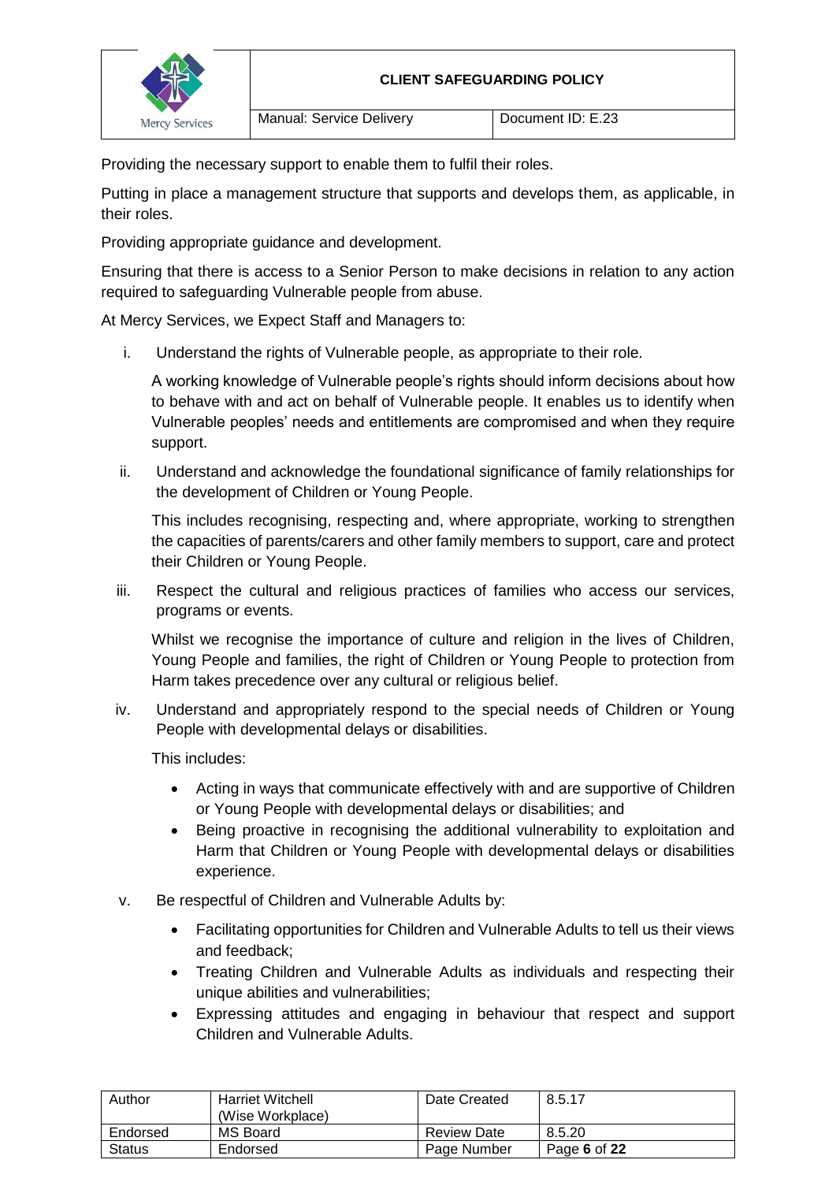Providing the necessary support to enable them to fulfil their roles.

Putting in place a management structure that supports and develops them, as applicable, in their roles.

Providing appropriate guidance and development.

Ensuring that there is access to a Senior Person to make decisions in relation to any action required to safeguarding Vulnerable people from abuse.

At Mercy Services, we Expect Staff and Managers to:

i. Understand the rights of Vulnerable people, as appropriate to their role.

   A working knowledge of Vulnerable people's rights should inform decisions about how to behave with and act on behalf of Vulnerable people. It enables us to identify when Vulnerable peoples' needs and entitlements are compromised and when they require support.

ii. Understand and acknowledge the foundational significance of family relationships for the development of Children or Young People.

   This includes recognising, respecting and, where appropriate, working to strengthen the capacities of parents/carers and other family members to support, care and protect their Children or Young People.

iii. Respect the cultural and religious practices of families who access our services, programs or events.

   Whilst we recognise the importance of culture and religion in the lives of Children, Young People and families, the right of Children or Young People to protection from Harm takes precedence over any cultural or religious belief.

iv. Understand and appropriately respond to the special needs of Children or Young People with developmental delays or disabilities.

   This includes:

   - Acting in ways that communicate effectively with and are supportive of Children or Young People with developmental delays or disabilities; and
   - Being proactive in recognising the additional vulnerability to exploitation and Harm that Children or Young People with developmental delays or disabilities experience.

v. Be respectful of Children and Vulnerable Adults by:

   - Facilitating opportunities for Children and Vulnerable Adults to tell us their views and feedback;
   - Treating Children and Vulnerable Adults as individuals and respecting their unique abilities and vulnerabilities;
   - Expressing attitudes and engaging in behaviour that respect and support Children and Vulnerable Adults.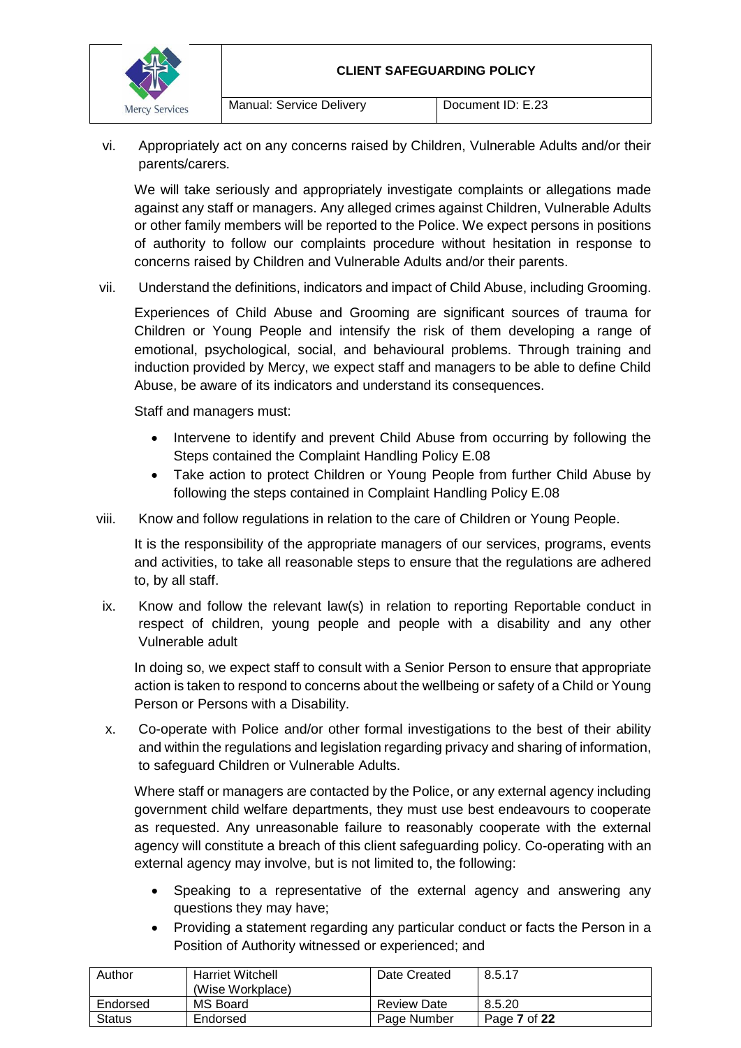vi. Appropriately act on any concerns raised by Children, Vulnerable Adults and/or their parents/carers.

We will take seriously and appropriately investigate complaints or allegations made against any staff or managers. Any alleged crimes against Children, Vulnerable Adults or other family members will be reported to the Police. We expect persons in positions of authority to follow our complaints procedure without hesitation in response to concerns raised by Children and Vulnerable Adults and/or their parents.

vii. Understand the definitions, indicators and impact of Child Abuse, including Grooming.

Experiences of Child Abuse and Grooming are significant sources of trauma for Children or Young People and intensify the risk of them developing a range of emotional, psychological, social, and behavioural problems. Through training and induction provided by Mercy, we expect staff and managers to be able to define Child Abuse, be aware of its indicators and understand its consequences.

Staff and managers must:

- Intervene to identify and prevent Child Abuse from occurring by following the Steps contained the Complaint Handling Policy E.08
- Take action to protect Children or Young People from further Child Abuse by following the steps contained in Complaint Handling Policy E.08

viii. Know and follow regulations in relation to the care of Children or Young People.

It is the responsibility of the appropriate managers of our services, programs, events and activities, to take all reasonable steps to ensure that the regulations are adhered to, by all staff.

ix. Know and follow the relevant law(s) in relation to reporting Reportable conduct in respect of children, young people and people with a disability and any other Vulnerable adult

In doing so, we expect staff to consult with a Senior Person to ensure that appropriate action is taken to respond to concerns about the wellbeing or safety of a Child or Young Person or Persons with a Disability.

x. Co-operate with Police and/or other formal investigations to the best of their ability and within the regulations and legislation regarding privacy and sharing of information, to safeguard Children or Vulnerable Adults.

Where staff or managers are contacted by the Police, or any external agency including government child welfare departments, they must use best endeavours to cooperate as requested. Any unreasonable failure to reasonably cooperate with the external agency will constitute a breach of this client safeguarding policy. Co-operating with an external agency may involve, but is not limited to, the following:

- Speaking to a representative of the external agency and answering any questions they may have;
- Providing a statement regarding any particular conduct or facts the Person in a Position of Authority witnessed or experienced; and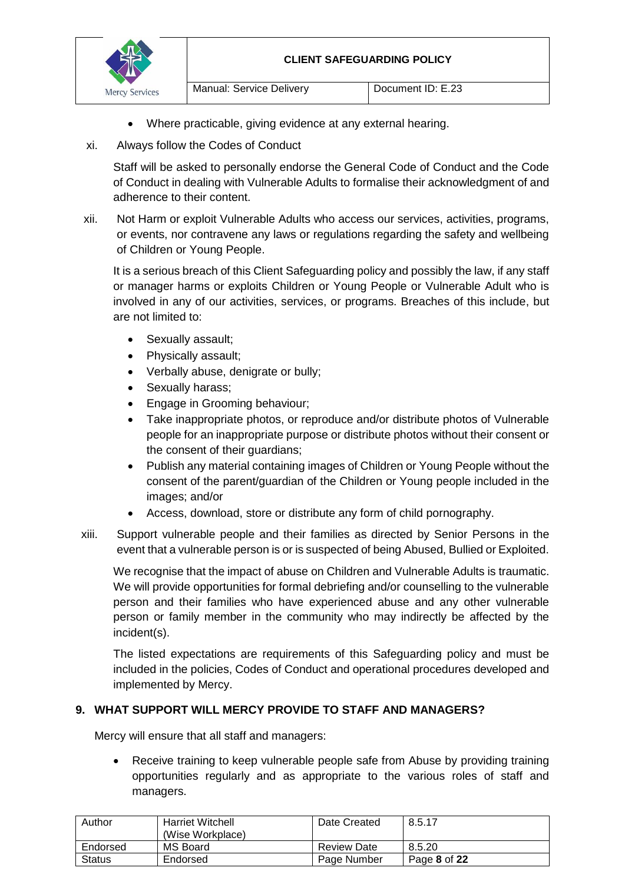- Where practicable, giving evidence at any external hearing.

xi. Always follow the Codes of Conduct

Staff will be asked to personally endorse the General Code of Conduct and the Code of Conduct in dealing with Vulnerable Adults to formalise their acknowledgment of and adherence to their content.

xii. Not Harm or exploit Vulnerable Adults who access our services, activities, programs, or events, nor contravene any laws or regulations regarding the safety and wellbeing of Children or Young People.

It is a serious breach of this Client Safeguarding policy and possibly the law, if any staff or manager harms or exploits Children or Young People or Vulnerable Adult who is involved in any of our activities, services, or programs. Breaches of this include, but are not limited to:

- Sexually assault;
- Physically assault;
- Verbally abuse, denigrate or bully;
- Sexually harass;
- Engage in Grooming behaviour;
- Take inappropriate photos, or reproduce and/or distribute photos of Vulnerable people for an inappropriate purpose or distribute photos without their consent or the consent of their guardians;
- Publish any material containing images of Children or Young People without the consent of the parent/guardian of the Children or Young people included in the images; and/or
- Access, download, store or distribute any form of child pornography.

xiii. Support vulnerable people and their families as directed by Senior Persons in the event that a vulnerable person is or is suspected of being Abused, Bullied or Exploited.

We recognise that the impact of abuse on Children and Vulnerable Adults is traumatic. We will provide opportunities for formal debriefing and/or counselling to the vulnerable person and their families who have experienced abuse and any other vulnerable person or family member in the community who may indirectly be affected by the incident(s).

The listed expectations are requirements of this Safeguarding policy and must be included in the policies, Codes of Conduct and operational procedures developed and implemented by Mercy.

## 9. WHAT SUPPORT WILL MERCY PROVIDE TO STAFF AND MANAGERS?

Mercy will ensure that all staff and managers:

- Receive training to keep vulnerable people safe from Abuse by providing training opportunities regularly and as appropriate to the various roles of staff and managers.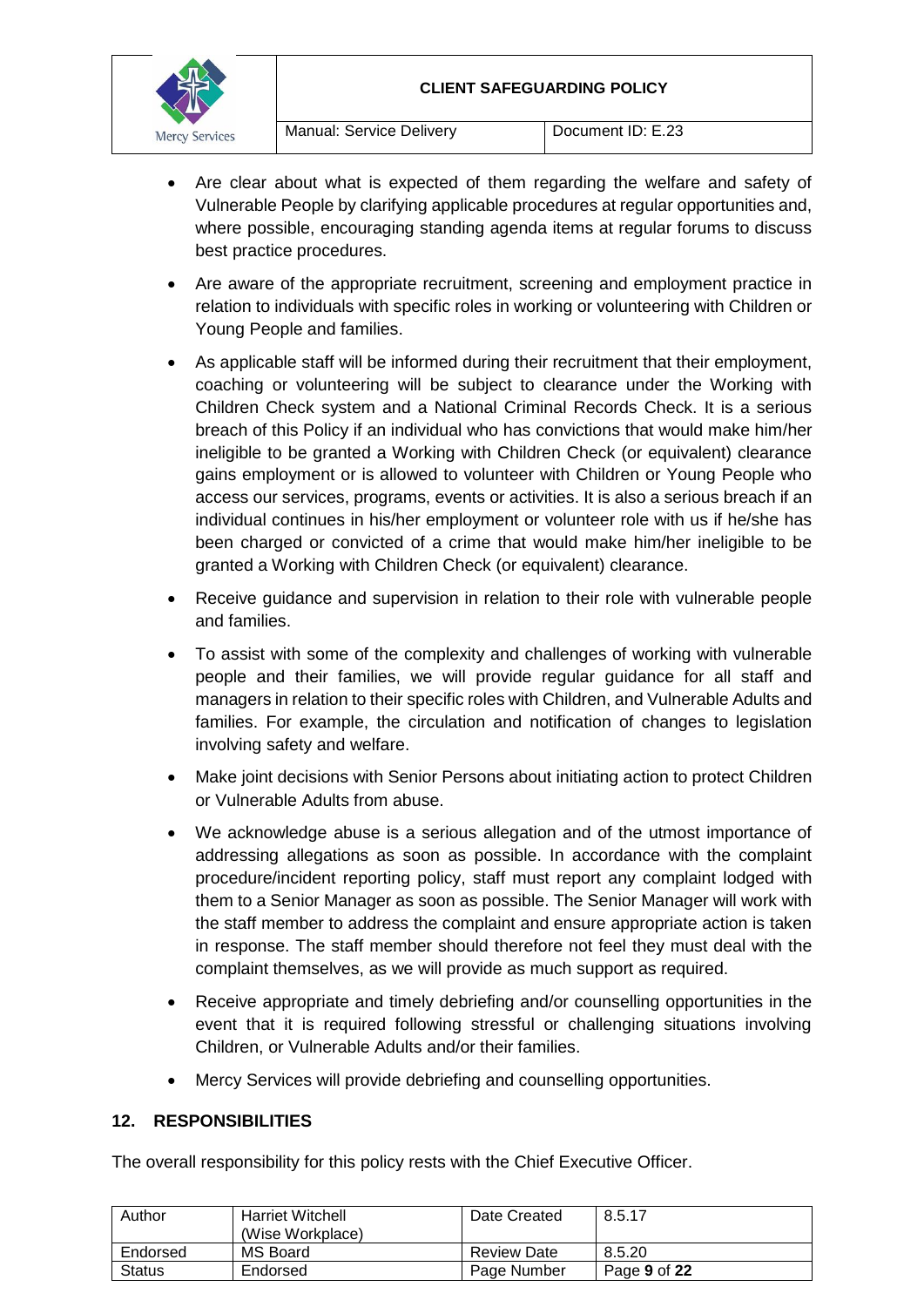- Are clear about what is expected of them regarding the welfare and safety of Vulnerable People by clarifying applicable procedures at regular opportunities and, where possible, encouraging standing agenda items at regular forums to discuss best practice procedures.
- Are aware of the appropriate recruitment, screening and employment practice in relation to individuals with specific roles in working or volunteering with Children or Young People and families.
- As applicable staff will be informed during their recruitment that their employment, coaching or volunteering will be subject to clearance under the Working with Children Check system and a National Criminal Records Check. It is a serious breach of this Policy if an individual who has convictions that would make him/her ineligible to be granted a Working with Children Check (or equivalent) clearance gains employment or is allowed to volunteer with Children or Young People who access our services, programs, events or activities. It is also a serious breach if an individual continues in his/her employment or volunteer role with us if he/she has been charged or convicted of a crime that would make him/her ineligible to be granted a Working with Children Check (or equivalent) clearance.
- Receive guidance and supervision in relation to their role with vulnerable people and families.
- To assist with some of the complexity and challenges of working with vulnerable people and their families, we will provide regular guidance for all staff and managers in relation to their specific roles with Children, and Vulnerable Adults and families. For example, the circulation and notification of changes to legislation involving safety and welfare.
- Make joint decisions with Senior Persons about initiating action to protect Children or Vulnerable Adults from abuse.
- We acknowledge abuse is a serious allegation and of the utmost importance of addressing allegations as soon as possible. In accordance with the complaint procedure/incident reporting policy, staff must report any complaint lodged with them to a Senior Manager as soon as possible. The Senior Manager will work with the staff member to address the complaint and ensure appropriate action is taken in response. The staff member should therefore not feel they must deal with the complaint themselves, as we will provide as much support as required.
- Receive appropriate and timely debriefing and/or counselling opportunities in the event that it is required following stressful or challenging situations involving Children, or Vulnerable Adults and/or their families.
- Mercy Services will provide debriefing and counselling opportunities.

## 12. RESPONSIBILITIES

The overall responsibility for this policy rests with the Chief Executive Officer.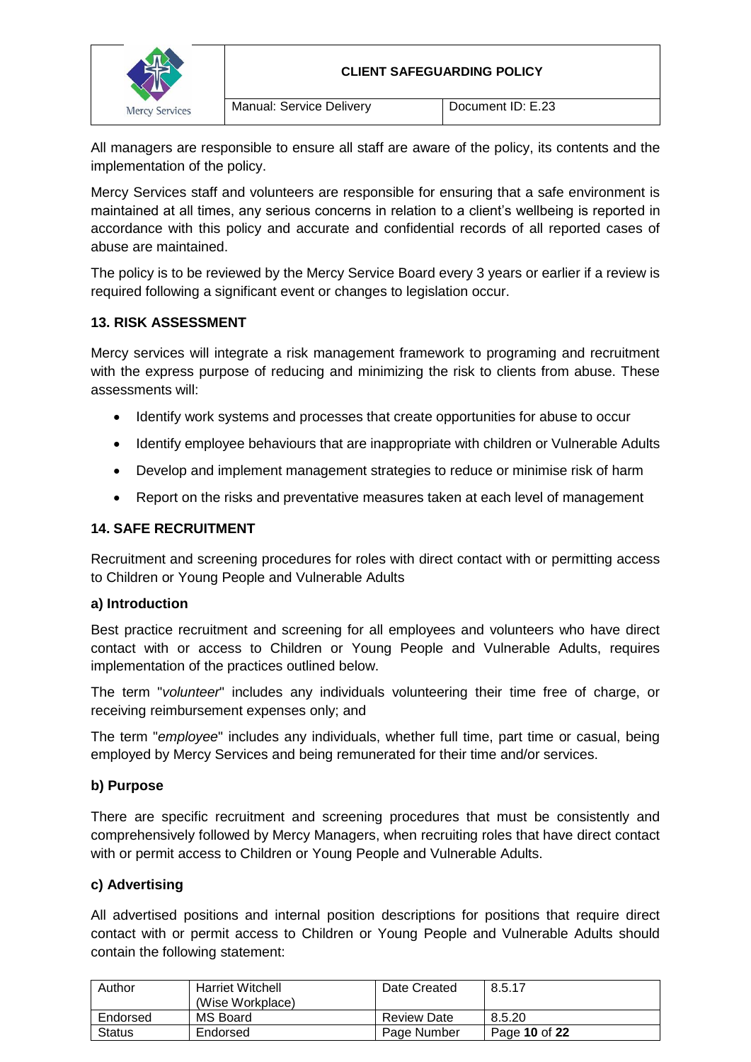All managers are responsible to ensure all staff are aware of the policy, its contents and the implementation of the policy.

Mercy Services staff and volunteers are responsible for ensuring that a safe environment is maintained at all times, any serious concerns in relation to a client's wellbeing is reported in accordance with this policy and accurate and confidential records of all reported cases of abuse are maintained.

The policy is to be reviewed by the Mercy Service Board every 3 years or earlier if a review is required following a significant event or changes to legislation occur.

## 13. RISK ASSESSMENT

Mercy services will integrate a risk management framework to programing and recruitment with the express purpose of reducing and minimizing the risk to clients from abuse. These assessments will:

- Identify work systems and processes that create opportunities for abuse to occur
- Identify employee behaviours that are inappropriate with children or Vulnerable Adults
- Develop and implement management strategies to reduce or minimise risk of harm
- Report on the risks and preventative measures taken at each level of management

## 14. SAFE RECRUITMENT

Recruitment and screening procedures for roles with direct contact with or permitting access to Children or Young People and Vulnerable Adults

### a) Introduction

Best practice recruitment and screening for all employees and volunteers who have direct contact with or access to Children or Young People and Vulnerable Adults, requires implementation of the practices outlined below.

The term "*volunteer*" includes any individuals volunteering their time free of charge, or receiving reimbursement expenses only; and

The term "*employee*" includes any individuals, whether full time, part time or casual, being employed by Mercy Services and being remunerated for their time and/or services.

### b) Purpose

There are specific recruitment and screening procedures that must be consistently and comprehensively followed by Mercy Managers, when recruiting roles that have direct contact with or permit access to Children or Young People and Vulnerable Adults.

### c) Advertising

All advertised positions and internal position descriptions for positions that require direct contact with or permit access to Children or Young People and Vulnerable Adults should contain the following statement: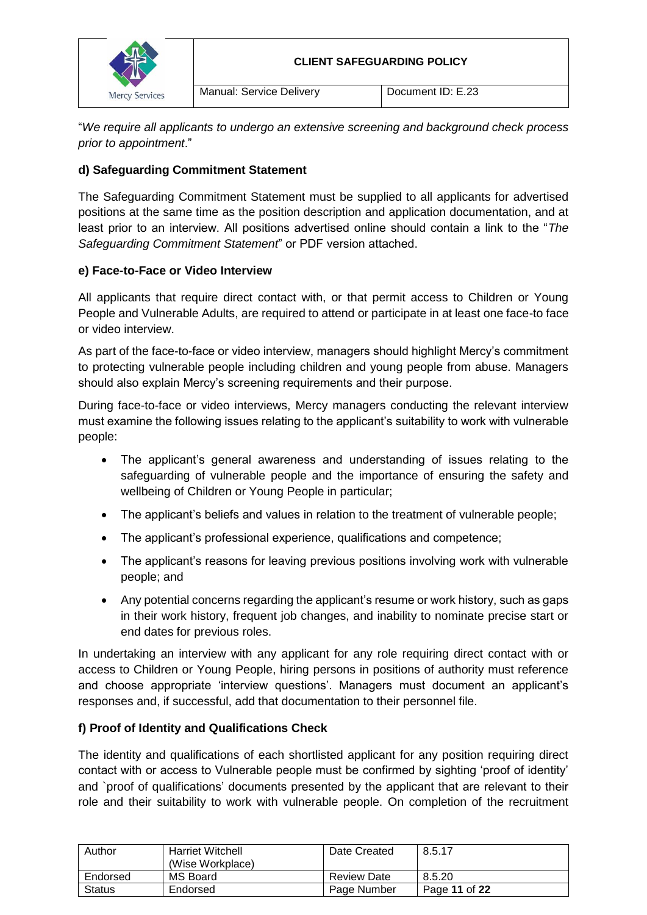"*We require all applicants to undergo an extensive screening and background check process prior to appointment*."

### d) Safeguarding Commitment Statement

The Safeguarding Commitment Statement must be supplied to all applicants for advertised positions at the same time as the position description and application documentation, and at least prior to an interview. All positions advertised online should contain a link to the "*The Safeguarding Commitment Statement*" or PDF version attached.

### e) Face-to-Face or Video Interview

All applicants that require direct contact with, or that permit access to Children or Young People and Vulnerable Adults, are required to attend or participate in at least one face-to face or video interview.

As part of the face-to-face or video interview, managers should highlight Mercy's commitment to protecting vulnerable people including children and young people from abuse. Managers should also explain Mercy's screening requirements and their purpose.

During face-to-face or video interviews, Mercy managers conducting the relevant interview must examine the following issues relating to the applicant's suitability to work with vulnerable people:

- The applicant's general awareness and understanding of issues relating to the safeguarding of vulnerable people and the importance of ensuring the safety and wellbeing of Children or Young People in particular;
- The applicant's beliefs and values in relation to the treatment of vulnerable people;
- The applicant's professional experience, qualifications and competence;
- The applicant's reasons for leaving previous positions involving work with vulnerable people; and
- Any potential concerns regarding the applicant's resume or work history, such as gaps in their work history, frequent job changes, and inability to nominate precise start or end dates for previous roles.

In undertaking an interview with any applicant for any role requiring direct contact with or access to Children or Young People, hiring persons in positions of authority must reference and choose appropriate 'interview questions'. Managers must document an applicant's responses and, if successful, add that documentation to their personnel file.

### f) Proof of Identity and Qualifications Check

The identity and qualifications of each shortlisted applicant for any position requiring direct contact with or access to Vulnerable people must be confirmed by sighting 'proof of identity' and `proof of qualifications' documents presented by the applicant that are relevant to their role and their suitability to work with vulnerable people. On completion of the recruitment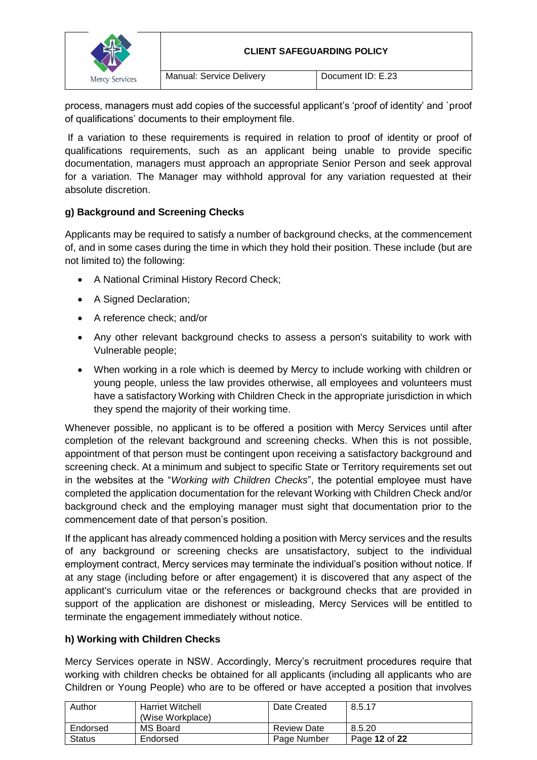process, managers must add copies of the successful applicant's 'proof of identity' and `proof of qualifications' documents to their employment file.

If a variation to these requirements is required in relation to proof of identity or proof of qualifications requirements, such as an applicant being unable to provide specific documentation, managers must approach an appropriate Senior Person and seek approval for a variation. The Manager may withhold approval for any variation requested at their absolute discretion.

**g) Background and Screening Checks**

Applicants may be required to satisfy a number of background checks, at the commencement of, and in some cases during the time in which they hold their position. These include (but are not limited to) the following:

- A National Criminal History Record Check;
- A Signed Declaration;
- A reference check; and/or
- Any other relevant background checks to assess a person's suitability to work with Vulnerable people;
- When working in a role which is deemed by Mercy to include working with children or young people, unless the law provides otherwise, all employees and volunteers must have a satisfactory Working with Children Check in the appropriate jurisdiction in which they spend the majority of their working time.

Whenever possible, no applicant is to be offered a position with Mercy Services until after completion of the relevant background and screening checks. When this is not possible, appointment of that person must be contingent upon receiving a satisfactory background and screening check. At a minimum and subject to specific State or Territory requirements set out in the websites at the "*Working with Children Checks*", the potential employee must have completed the application documentation for the relevant Working with Children Check and/or background check and the employing manager must sight that documentation prior to the commencement date of that person's position.

If the applicant has already commenced holding a position with Mercy services and the results of any background or screening checks are unsatisfactory, subject to the individual employment contract, Mercy services may terminate the individual's position without notice. If at any stage (including before or after engagement) it is discovered that any aspect of the applicant's curriculum vitae or the references or background checks that are provided in support of the application are dishonest or misleading, Mercy Services will be entitled to terminate the engagement immediately without notice.

**h) Working with Children Checks**

Mercy Services operate in NSW. Accordingly, Mercy's recruitment procedures require that working with children checks be obtained for all applicants (including all applicants who are Children or Young People) who are to be offered or have accepted a position that involves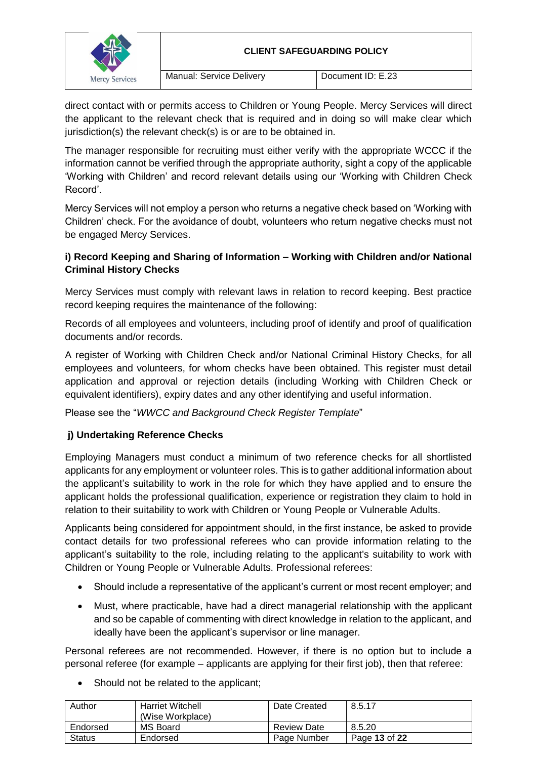direct contact with or permits access to Children or Young People. Mercy Services will direct the applicant to the relevant check that is required and in doing so will make clear which jurisdiction(s) the relevant check(s) is or are to be obtained in.

The manager responsible for recruiting must either verify with the appropriate WCCC if the information cannot be verified through the appropriate authority, sight a copy of the applicable 'Working with Children' and record relevant details using our 'Working with Children Check Record'.

Mercy Services will not employ a person who returns a negative check based on 'Working with Children' check. For the avoidance of doubt, volunteers who return negative checks must not be engaged Mercy Services.

### i) Record Keeping and Sharing of Information – Working with Children and/or National Criminal History Checks

Mercy Services must comply with relevant laws in relation to record keeping. Best practice record keeping requires the maintenance of the following:

Records of all employees and volunteers, including proof of identify and proof of qualification documents and/or records.

A register of Working with Children Check and/or National Criminal History Checks, for all employees and volunteers, for whom checks have been obtained. This register must detail application and approval or rejection details (including Working with Children Check or equivalent identifiers), expiry dates and any other identifying and useful information.

Please see the "*WWCC and Background Check Register Template*"

### j) Undertaking Reference Checks

Employing Managers must conduct a minimum of two reference checks for all shortlisted applicants for any employment or volunteer roles. This is to gather additional information about the applicant's suitability to work in the role for which they have applied and to ensure the applicant holds the professional qualification, experience or registration they claim to hold in relation to their suitability to work with Children or Young People or Vulnerable Adults.

Applicants being considered for appointment should, in the first instance, be asked to provide contact details for two professional referees who can provide information relating to the applicant's suitability to the role, including relating to the applicant's suitability to work with Children or Young People or Vulnerable Adults. Professional referees:

- Should include a representative of the applicant's current or most recent employer; and
- Must, where practicable, have had a direct managerial relationship with the applicant and so be capable of commenting with direct knowledge in relation to the applicant, and ideally have been the applicant's supervisor or line manager.

Personal referees are not recommended. However, if there is no option but to include a personal referee (for example – applicants are applying for their first job), then that referee:

- Should not be related to the applicant;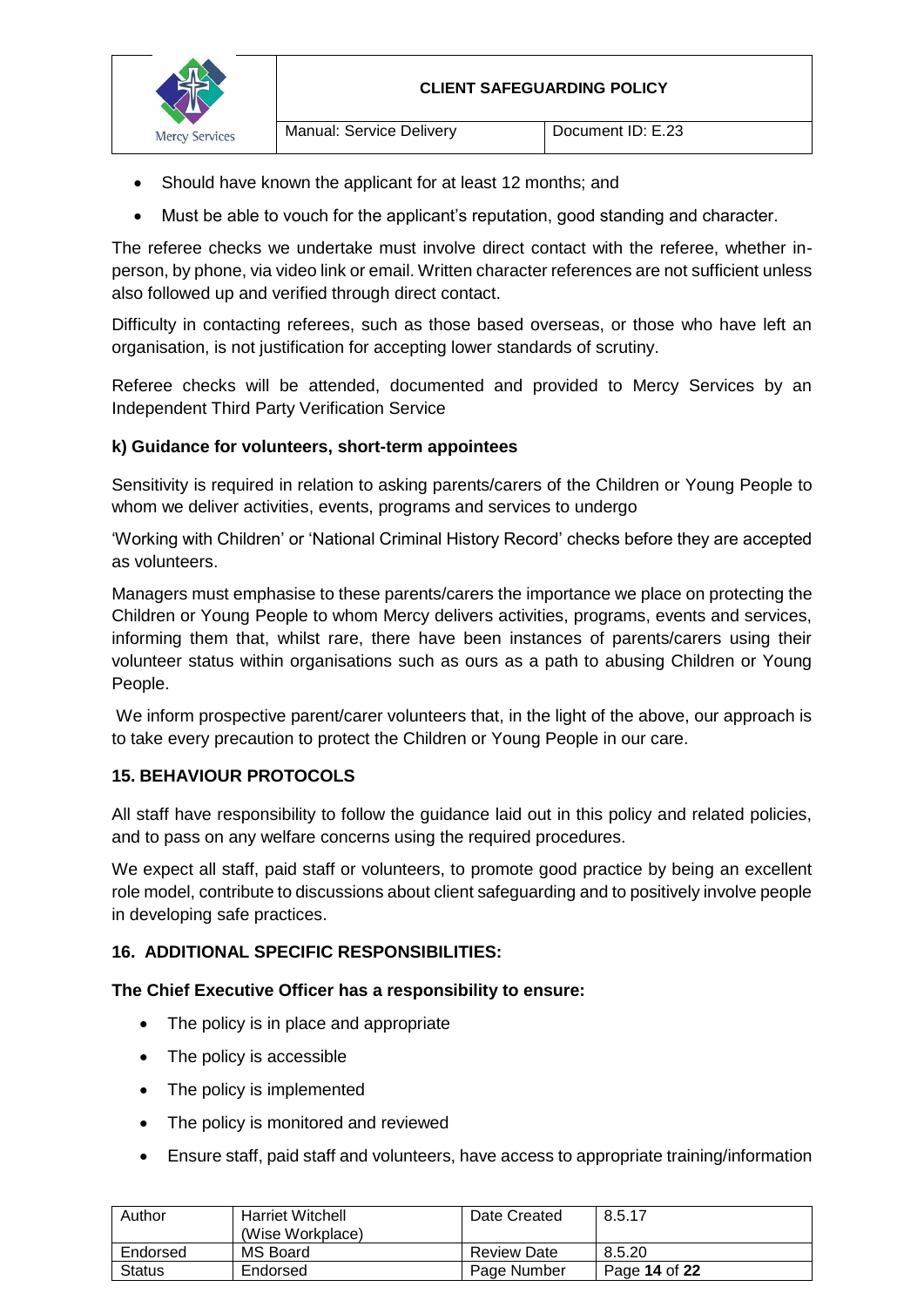- Should have known the applicant for at least 12 months; and
- Must be able to vouch for the applicant's reputation, good standing and character.

The referee checks we undertake must involve direct contact with the referee, whether in-person, by phone, via video link or email. Written character references are not sufficient unless also followed up and verified through direct contact.

Difficulty in contacting referees, such as those based overseas, or those who have left an organisation, is not justification for accepting lower standards of scrutiny.

Referee checks will be attended, documented and provided to Mercy Services by an Independent Third Party Verification Service

### k) Guidance for volunteers, short-term appointees

Sensitivity is required in relation to asking parents/carers of the Children or Young People to whom we deliver activities, events, programs and services to undergo

'Working with Children' or 'National Criminal History Record' checks before they are accepted as volunteers.

Managers must emphasise to these parents/carers the importance we place on protecting the Children or Young People to whom Mercy delivers activities, programs, events and services, informing them that, whilst rare, there have been instances of parents/carers using their volunteer status within organisations such as ours as a path to abusing Children or Young People.

We inform prospective parent/carer volunteers that, in the light of the above, our approach is to take every precaution to protect the Children or Young People in our care.

## 15. BEHAVIOUR PROTOCOLS

All staff have responsibility to follow the guidance laid out in this policy and related policies, and to pass on any welfare concerns using the required procedures.

We expect all staff, paid staff or volunteers, to promote good practice by being an excellent role model, contribute to discussions about client safeguarding and to positively involve people in developing safe practices.

## 16. ADDITIONAL SPECIFIC RESPONSIBILITIES:

**The Chief Executive Officer has a responsibility to ensure:**

- The policy is in place and appropriate
- The policy is accessible
- The policy is implemented
- The policy is monitored and reviewed
- Ensure staff, paid staff and volunteers, have access to appropriate training/information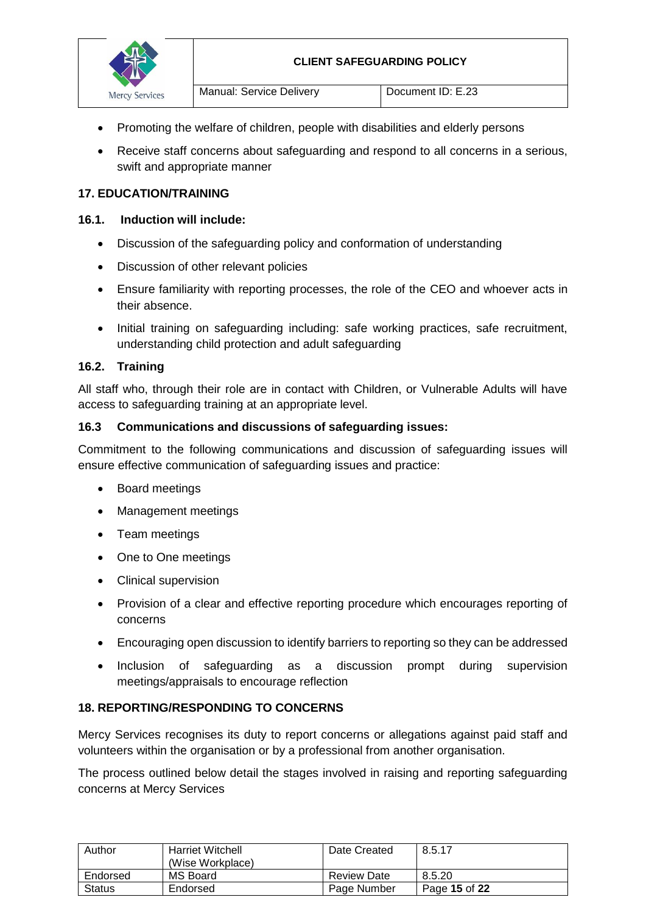- Promoting the welfare of children, people with disabilities and elderly persons
- Receive staff concerns about safeguarding and respond to all concerns in a serious, swift and appropriate manner

## 17. EDUCATION/TRAINING

### 16.1. Induction will include:

- Discussion of the safeguarding policy and conformation of understanding
- Discussion of other relevant policies
- Ensure familiarity with reporting processes, the role of the CEO and whoever acts in their absence.
- Initial training on safeguarding including: safe working practices, safe recruitment, understanding child protection and adult safeguarding

### 16.2. Training

All staff who, through their role are in contact with Children, or Vulnerable Adults will have access to safeguarding training at an appropriate level.

### 16.3 Communications and discussions of safeguarding issues:

Commitment to the following communications and discussion of safeguarding issues will ensure effective communication of safeguarding issues and practice:

- Board meetings
- Management meetings
- Team meetings
- One to One meetings
- Clinical supervision
- Provision of a clear and effective reporting procedure which encourages reporting of concerns
- Encouraging open discussion to identify barriers to reporting so they can be addressed
- Inclusion of safeguarding as a discussion prompt during supervision meetings/appraisals to encourage reflection

## 18. REPORTING/RESPONDING TO CONCERNS

Mercy Services recognises its duty to report concerns or allegations against paid staff and volunteers within the organisation or by a professional from another organisation.

The process outlined below detail the stages involved in raising and reporting safeguarding concerns at Mercy Services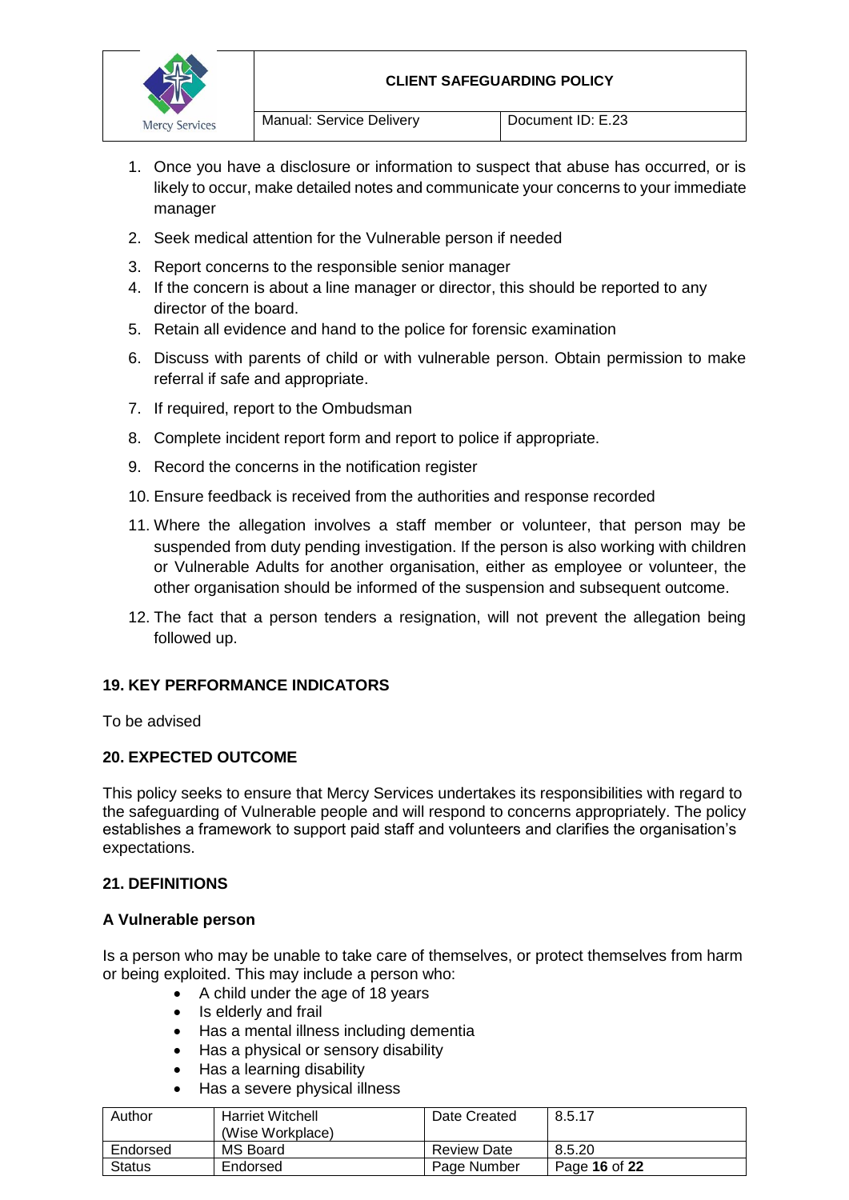1. Once you have a disclosure or information to suspect that abuse has occurred, or is likely to occur, make detailed notes and communicate your concerns to your immediate manager
2. Seek medical attention for the Vulnerable person if needed
3. Report concerns to the responsible senior manager
4. If the concern is about a line manager or director, this should be reported to any director of the board.
5. Retain all evidence and hand to the police for forensic examination
6. Discuss with parents of child or with vulnerable person. Obtain permission to make referral if safe and appropriate.
7. If required, report to the Ombudsman
8. Complete incident report form and report to police if appropriate.
9. Record the concerns in the notification register
10. Ensure feedback is received from the authorities and response recorded
11. Where the allegation involves a staff member or volunteer, that person may be suspended from duty pending investigation. If the person is also working with children or Vulnerable Adults for another organisation, either as employee or volunteer, the other organisation should be informed of the suspension and subsequent outcome.
12. The fact that a person tenders a resignation, will not prevent the allegation being followed up.

## 19. KEY PERFORMANCE INDICATORS

To be advised

## 20. EXPECTED OUTCOME

This policy seeks to ensure that Mercy Services undertakes its responsibilities with regard to the safeguarding of Vulnerable people and will respond to concerns appropriately. The policy establishes a framework to support paid staff and volunteers and clarifies the organisation's expectations.

## 21. DEFINITIONS

### A Vulnerable person

Is a person who may be unable to take care of themselves, or protect themselves from harm or being exploited. This may include a person who:

- A child under the age of 18 years
- Is elderly and frail
- Has a mental illness including dementia
- Has a physical or sensory disability
- Has a learning disability
- Has a severe physical illness

| Author | Harriet Witchell (Wise Workplace) | Date Created | 8.5.17 |
|---|---|---|---|
| Endorsed | MS Board | Review Date | 8.5.20 |
| Status | Endorsed | Page Number | Page **16** of **22** |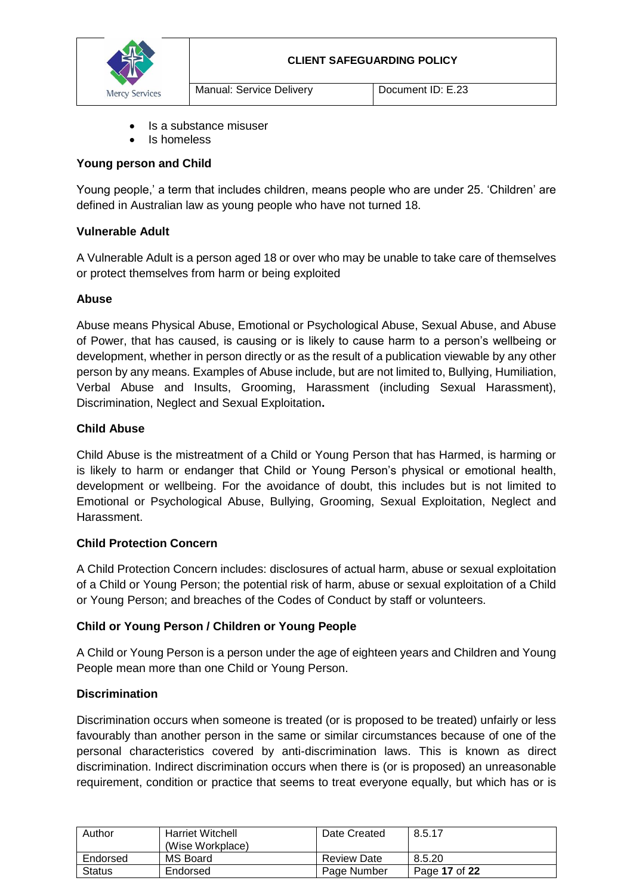- Is a substance misuser
- Is homeless

**Young person and Child**

Young people,' a term that includes children, means people who are under 25. 'Children' are defined in Australian law as young people who have not turned 18.

**Vulnerable Adult**

A Vulnerable Adult is a person aged 18 or over who may be unable to take care of themselves or protect themselves from harm or being exploited

**Abuse**

Abuse means Physical Abuse, Emotional or Psychological Abuse, Sexual Abuse, and Abuse of Power, that has caused, is causing or is likely to cause harm to a person's wellbeing or development, whether in person directly or as the result of a publication viewable by any other person by any means. Examples of Abuse include, but are not limited to, Bullying, Humiliation, Verbal Abuse and Insults, Grooming, Harassment (including Sexual Harassment), Discrimination, Neglect and Sexual Exploitation**.**

**Child Abuse**

Child Abuse is the mistreatment of a Child or Young Person that has Harmed, is harming or is likely to harm or endanger that Child or Young Person's physical or emotional health, development or wellbeing. For the avoidance of doubt, this includes but is not limited to Emotional or Psychological Abuse, Bullying, Grooming, Sexual Exploitation, Neglect and Harassment.

**Child Protection Concern**

A Child Protection Concern includes: disclosures of actual harm, abuse or sexual exploitation of a Child or Young Person; the potential risk of harm, abuse or sexual exploitation of a Child or Young Person; and breaches of the Codes of Conduct by staff or volunteers.

**Child or Young Person / Children or Young People**

A Child or Young Person is a person under the age of eighteen years and Children and Young People mean more than one Child or Young Person.

**Discrimination**

Discrimination occurs when someone is treated (or is proposed to be treated) unfairly or less favourably than another person in the same or similar circumstances because of one of the personal characteristics covered by anti-discrimination laws. This is known as direct discrimination. Indirect discrimination occurs when there is (or is proposed) an unreasonable requirement, condition or practice that seems to treat everyone equally, but which has or is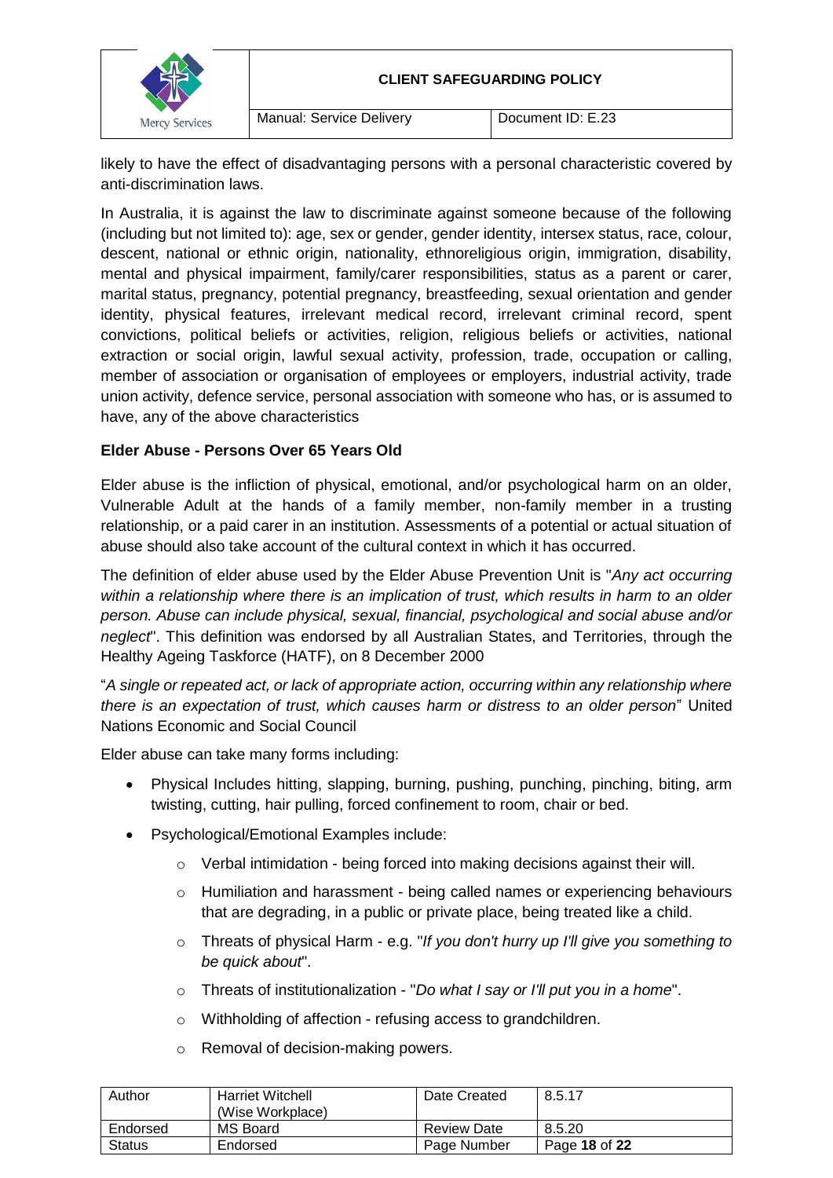likely to have the effect of disadvantaging persons with a personal characteristic covered by anti-discrimination laws.

In Australia, it is against the law to discriminate against someone because of the following (including but not limited to): age, sex or gender, gender identity, intersex status, race, colour, descent, national or ethnic origin, nationality, ethnoreligious origin, immigration, disability, mental and physical impairment, family/carer responsibilities, status as a parent or carer, marital status, pregnancy, potential pregnancy, breastfeeding, sexual orientation and gender identity, physical features, irrelevant medical record, irrelevant criminal record, spent convictions, political beliefs or activities, religion, religious beliefs or activities, national extraction or social origin, lawful sexual activity, profession, trade, occupation or calling, member of association or organisation of employees or employers, industrial activity, trade union activity, defence service, personal association with someone who has, or is assumed to have, any of the above characteristics

**Elder Abuse - Persons Over 65 Years Old**

Elder abuse is the infliction of physical, emotional, and/or psychological harm on an older, Vulnerable Adult at the hands of a family member, non-family member in a trusting relationship, or a paid carer in an institution. Assessments of a potential or actual situation of abuse should also take account of the cultural context in which it has occurred.

The definition of elder abuse used by the Elder Abuse Prevention Unit is "*Any act occurring within a relationship where there is an implication of trust, which results in harm to an older person. Abuse can include physical, sexual, financial, psychological and social abuse and/or neglect*". This definition was endorsed by all Australian States, and Territories, through the Healthy Ageing Taskforce (HATF), on 8 December 2000

"*A single or repeated act, or lack of appropriate action, occurring within any relationship where there is an expectation of trust, which causes harm or distress to an older person*" United Nations Economic and Social Council

Elder abuse can take many forms including:

- Physical Includes hitting, slapping, burning, pushing, punching, pinching, biting, arm twisting, cutting, hair pulling, forced confinement to room, chair or bed.
- Psychological/Emotional Examples include:
  - Verbal intimidation - being forced into making decisions against their will.
  - Humiliation and harassment - being called names or experiencing behaviours that are degrading, in a public or private place, being treated like a child.
  - Threats of physical Harm - e.g. "*If you don't hurry up I'll give you something to be quick about*".
  - Threats of institutionalization - "*Do what I say or I'll put you in a home*".
  - Withholding of affection - refusing access to grandchildren.
  - Removal of decision-making powers.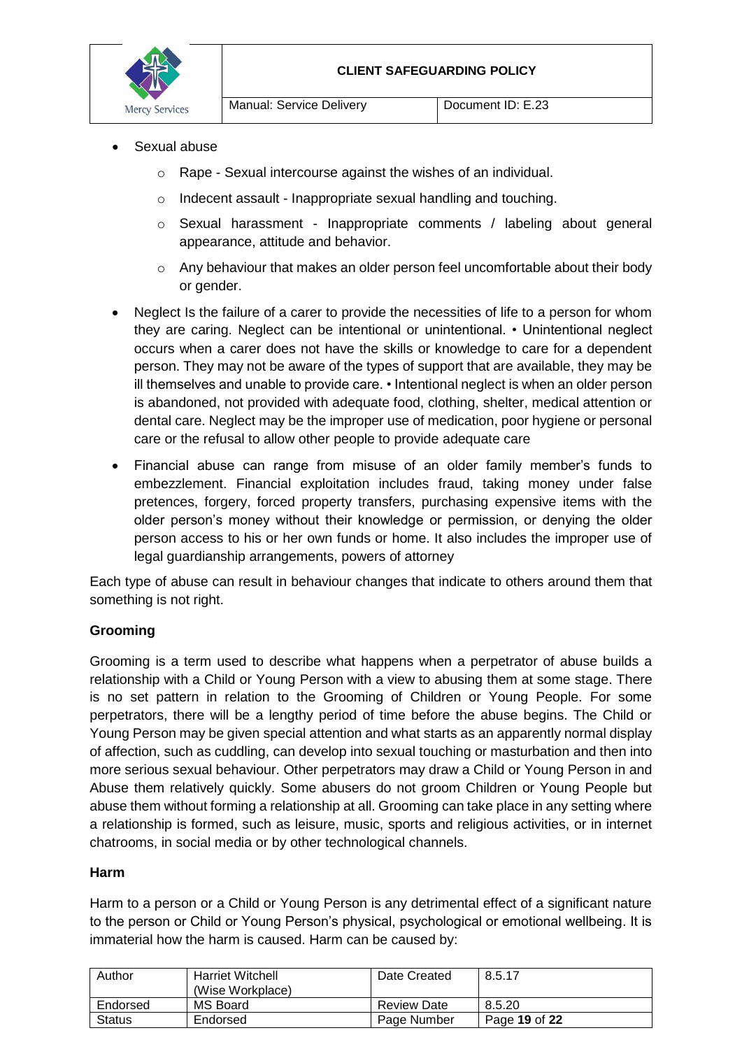- Sexual abuse
  - Rape - Sexual intercourse against the wishes of an individual.
  - Indecent assault - Inappropriate sexual handling and touching.
  - Sexual harassment - Inappropriate comments / labeling about general appearance, attitude and behavior.
  - Any behaviour that makes an older person feel uncomfortable about their body or gender.
- Neglect Is the failure of a carer to provide the necessities of life to a person for whom they are caring. Neglect can be intentional or unintentional. • Unintentional neglect occurs when a carer does not have the skills or knowledge to care for a dependent person. They may not be aware of the types of support that are available, they may be ill themselves and unable to provide care. • Intentional neglect is when an older person is abandoned, not provided with adequate food, clothing, shelter, medical attention or dental care. Neglect may be the improper use of medication, poor hygiene or personal care or the refusal to allow other people to provide adequate care
- Financial abuse can range from misuse of an older family member's funds to embezzlement. Financial exploitation includes fraud, taking money under false pretences, forgery, forced property transfers, purchasing expensive items with the older person's money without their knowledge or permission, or denying the older person access to his or her own funds or home. It also includes the improper use of legal guardianship arrangements, powers of attorney

Each type of abuse can result in behaviour changes that indicate to others around them that something is not right.

**Grooming**

Grooming is a term used to describe what happens when a perpetrator of abuse builds a relationship with a Child or Young Person with a view to abusing them at some stage. There is no set pattern in relation to the Grooming of Children or Young People. For some perpetrators, there will be a lengthy period of time before the abuse begins. The Child or Young Person may be given special attention and what starts as an apparently normal display of affection, such as cuddling, can develop into sexual touching or masturbation and then into more serious sexual behaviour. Other perpetrators may draw a Child or Young Person in and Abuse them relatively quickly. Some abusers do not groom Children or Young People but abuse them without forming a relationship at all. Grooming can take place in any setting where a relationship is formed, such as leisure, music, sports and religious activities, or in internet chatrooms, in social media or by other technological channels.

**Harm**

Harm to a person or a Child or Young Person is any detrimental effect of a significant nature to the person or Child or Young Person's physical, psychological or emotional wellbeing. It is immaterial how the harm is caused. Harm can be caused by: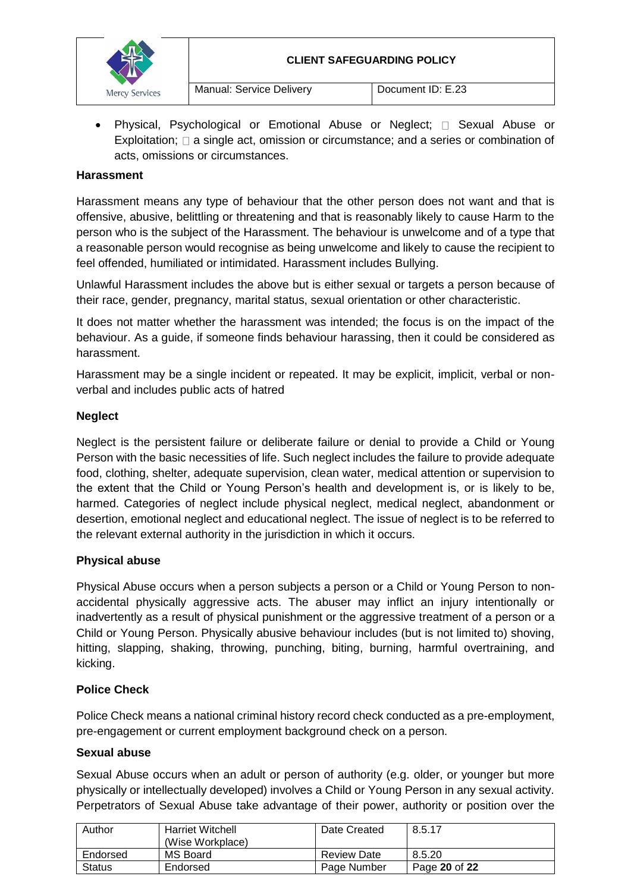- Physical, Psychological or Emotional Abuse or Neglect;  Sexual Abuse or Exploitation;  a single act, omission or circumstance; and a series or combination of acts, omissions or circumstances.

**Harassment**

Harassment means any type of behaviour that the other person does not want and that is offensive, abusive, belittling or threatening and that is reasonably likely to cause Harm to the person who is the subject of the Harassment. The behaviour is unwelcome and of a type that a reasonable person would recognise as being unwelcome and likely to cause the recipient to feel offended, humiliated or intimidated. Harassment includes Bullying.

Unlawful Harassment includes the above but is either sexual or targets a person because of their race, gender, pregnancy, marital status, sexual orientation or other characteristic.

It does not matter whether the harassment was intended; the focus is on the impact of the behaviour. As a guide, if someone finds behaviour harassing, then it could be considered as harassment.

Harassment may be a single incident or repeated. It may be explicit, implicit, verbal or non-verbal and includes public acts of hatred

**Neglect**

Neglect is the persistent failure or deliberate failure or denial to provide a Child or Young Person with the basic necessities of life. Such neglect includes the failure to provide adequate food, clothing, shelter, adequate supervision, clean water, medical attention or supervision to the extent that the Child or Young Person's health and development is, or is likely to be, harmed. Categories of neglect include physical neglect, medical neglect, abandonment or desertion, emotional neglect and educational neglect. The issue of neglect is to be referred to the relevant external authority in the jurisdiction in which it occurs.

**Physical abuse**

Physical Abuse occurs when a person subjects a person or a Child or Young Person to non-accidental physically aggressive acts. The abuser may inflict an injury intentionally or inadvertently as a result of physical punishment or the aggressive treatment of a person or a Child or Young Person. Physically abusive behaviour includes (but is not limited to) shoving, hitting, slapping, shaking, throwing, punching, biting, burning, harmful overtraining, and kicking.

**Police Check**

Police Check means a national criminal history record check conducted as a pre-employment, pre-engagement or current employment background check on a person.

**Sexual abuse**

Sexual Abuse occurs when an adult or person of authority (e.g. older, or younger but more physically or intellectually developed) involves a Child or Young Person in any sexual activity. Perpetrators of Sexual Abuse take advantage of their power, authority or position over the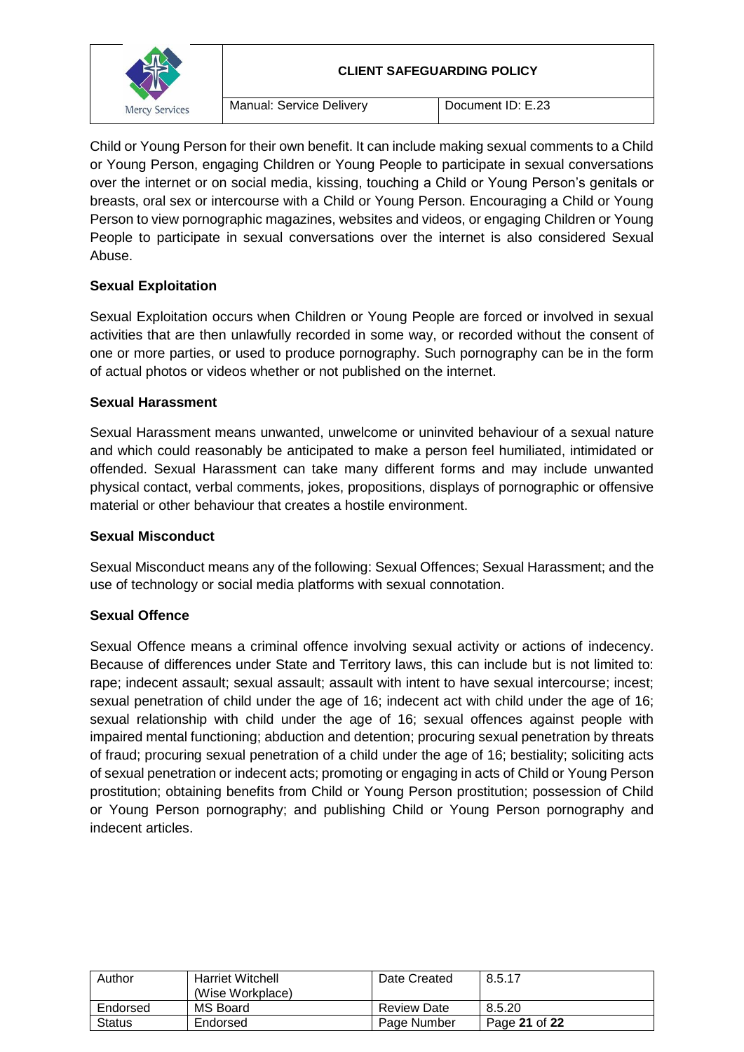Child or Young Person for their own benefit. It can include making sexual comments to a Child or Young Person, engaging Children or Young People to participate in sexual conversations over the internet or on social media, kissing, touching a Child or Young Person's genitals or breasts, oral sex or intercourse with a Child or Young Person. Encouraging a Child or Young Person to view pornographic magazines, websites and videos, or engaging Children or Young People to participate in sexual conversations over the internet is also considered Sexual Abuse.

**Sexual Exploitation**

Sexual Exploitation occurs when Children or Young People are forced or involved in sexual activities that are then unlawfully recorded in some way, or recorded without the consent of one or more parties, or used to produce pornography. Such pornography can be in the form of actual photos or videos whether or not published on the internet.

**Sexual Harassment**

Sexual Harassment means unwanted, unwelcome or uninvited behaviour of a sexual nature and which could reasonably be anticipated to make a person feel humiliated, intimidated or offended. Sexual Harassment can take many different forms and may include unwanted physical contact, verbal comments, jokes, propositions, displays of pornographic or offensive material or other behaviour that creates a hostile environment.

**Sexual Misconduct**

Sexual Misconduct means any of the following: Sexual Offences; Sexual Harassment; and the use of technology or social media platforms with sexual connotation.

**Sexual Offence**

Sexual Offence means a criminal offence involving sexual activity or actions of indecency. Because of differences under State and Territory laws, this can include but is not limited to: rape; indecent assault; sexual assault; assault with intent to have sexual intercourse; incest; sexual penetration of child under the age of 16; indecent act with child under the age of 16; sexual relationship with child under the age of 16; sexual offences against people with impaired mental functioning; abduction and detention; procuring sexual penetration by threats of fraud; procuring sexual penetration of a child under the age of 16; bestiality; soliciting acts of sexual penetration or indecent acts; promoting or engaging in acts of Child or Young Person prostitution; obtaining benefits from Child or Young Person prostitution; possession of Child or Young Person pornography; and publishing Child or Young Person pornography and indecent articles.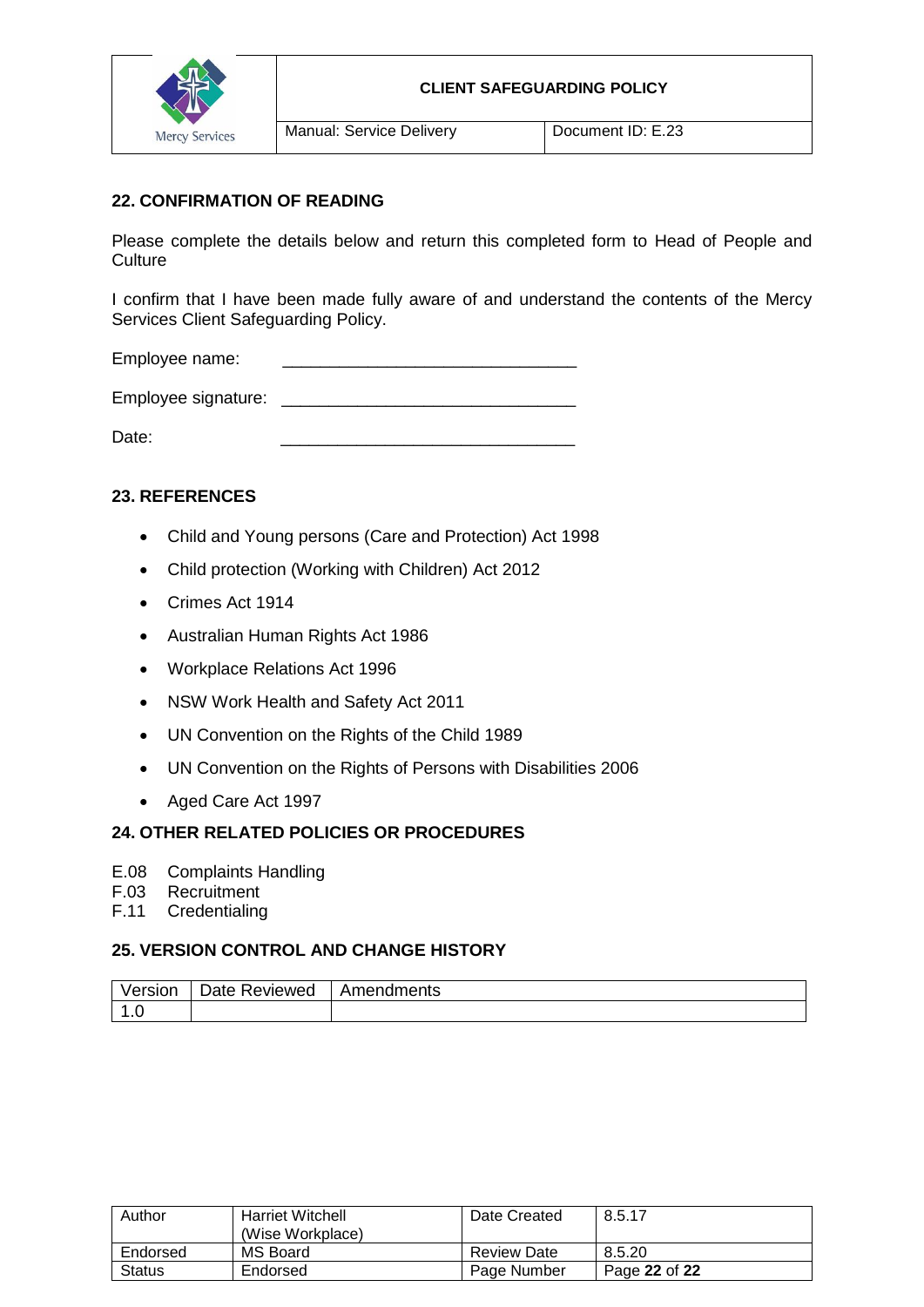## 22. CONFIRMATION OF READING

Please complete the details below and return this completed form to Head of People and Culture

I confirm that I have been made fully aware of and understand the contents of the Mercy Services Client Safeguarding Policy.

Employee name: _______________________________

Employee signature: _______________________________

Date: _______________________________

## 23. REFERENCES

- Child and Young persons (Care and Protection) Act 1998
- Child protection (Working with Children) Act 2012
- Crimes Act 1914
- Australian Human Rights Act 1986
- Workplace Relations Act 1996
- NSW Work Health and Safety Act 2011
- UN Convention on the Rights of the Child 1989
- UN Convention on the Rights of Persons with Disabilities 2006
- Aged Care Act 1997

## 24. OTHER RELATED POLICIES OR PROCEDURES

E.08 Complaints Handling
F.03 Recruitment
F.11 Credentialing

## 25. VERSION CONTROL AND CHANGE HISTORY

| Version | Date Reviewed | Amendments |
|---|---|---|
| 1.0 | | |

| | | | |
|---|---|---|---|
| Author | Harriet Witchell (Wise Workplace) | Date Created | 8.5.17 |
| Endorsed | MS Board | Review Date | 8.5.20 |
| Status | Endorsed | Page Number | Page **22** of **22** |